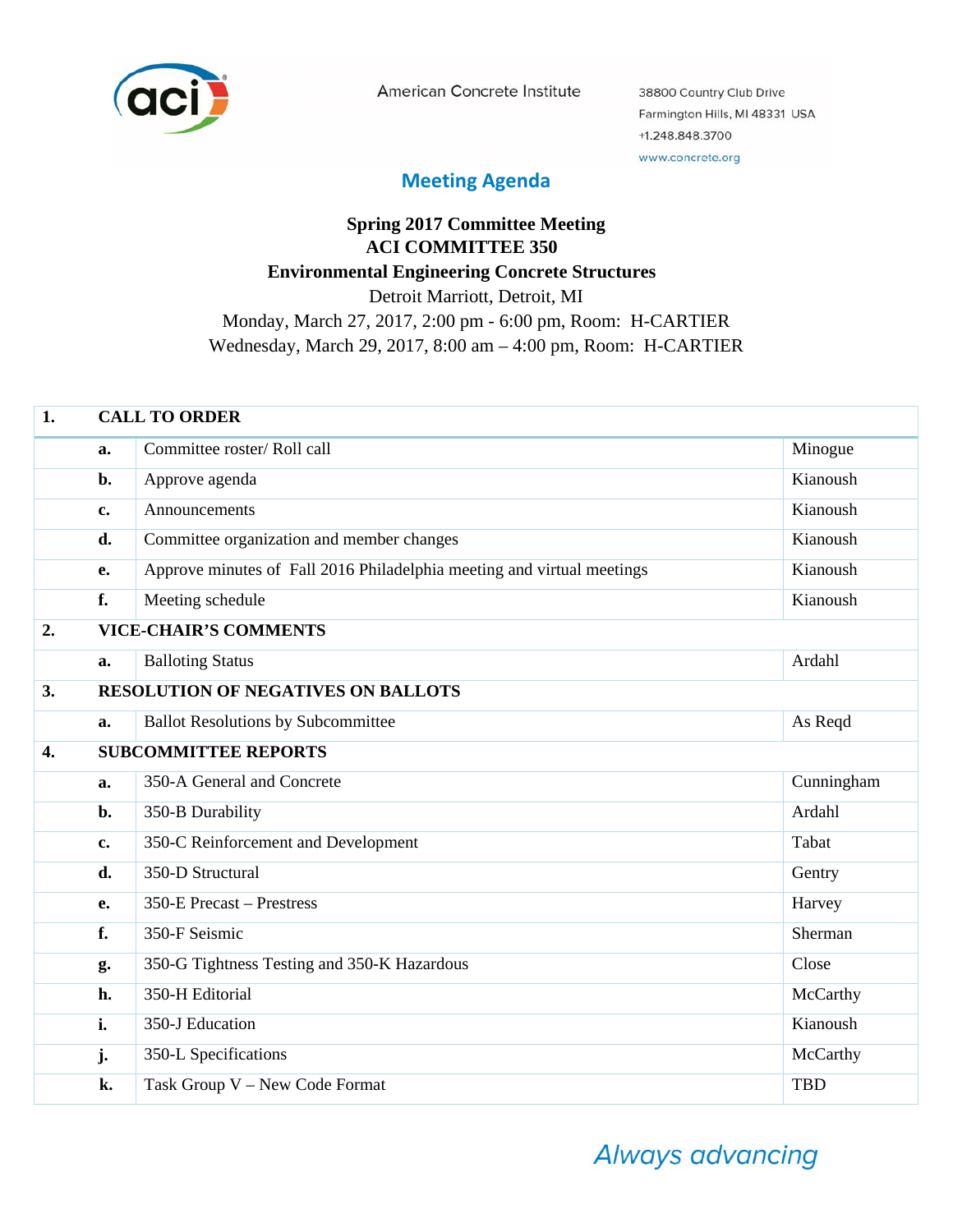American Concrete Institute

38800 Country Club Drive
Farmington Hills, MI 48331 USA
+1.248.848.3700
www.concrete.org

## Meeting Agenda

**Spring 2017 Committee Meeting**
**ACI COMMITTEE 350**
**Environmental Engineering Concrete Structures**
Detroit Marriott, Detroit, MI
Monday, March 27, 2017, 2:00 pm - 6:00 pm, Room: H-CARTIER
Wednesday, March 29, 2017, 8:00 am – 4:00 pm, Room: H-CARTIER

| | | | |
|---|---|---|---|
| **1.** | **CALL TO ORDER** | | |
| | **a.** | Committee roster/ Roll call | Minogue |
| | **b.** | Approve agenda | Kianoush |
| | **c.** | Announcements | Kianoush |
| | **d.** | Committee organization and member changes | Kianoush |
| | **e.** | Approve minutes of Fall 2016 Philadelphia meeting and virtual meetings | Kianoush |
| | **f.** | Meeting schedule | Kianoush |
| **2.** | **VICE-CHAIR'S COMMENTS** | | |
| | **a.** | Balloting Status | Ardahl |
| **3.** | **RESOLUTION OF NEGATIVES ON BALLOTS** | | |
| | **a.** | Ballot Resolutions by Subcommittee | As Reqd |
| **4.** | **SUBCOMMITTEE REPORTS** | | |
| | **a.** | 350-A General and Concrete | Cunningham |
| | **b.** | 350-B Durability | Ardahl |
| | **c.** | 350-C Reinforcement and Development | Tabat |
| | **d.** | 350-D Structural | Gentry |
| | **e.** | 350-E Precast – Prestress | Harvey |
| | **f.** | 350-F Seismic | Sherman |
| | **g.** | 350-G Tightness Testing and 350-K Hazardous | Close |
| | **h.** | 350-H Editorial | McCarthy |
| | **i.** | 350-J Education | Kianoush |
| | **j.** | 350-L Specifications | McCarthy |
| | **k.** | Task Group V – New Code Format | TBD |

*Always advancing*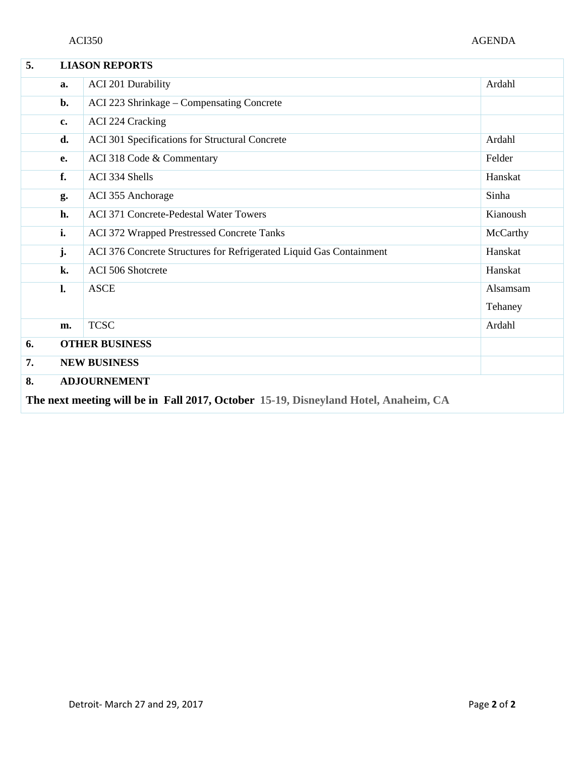| | | | |
|---|---|---|---|
| **5.** | **LIASON REPORTS** | | |
| | **a.** | ACI 201 Durability | Ardahl |
| | **b.** | ACI 223 Shrinkage – Compensating Concrete | |
| | **c.** | ACI 224 Cracking | |
| | **d.** | ACI 301 Specifications for Structural Concrete | Ardahl |
| | **e.** | ACI 318 Code & Commentary | Felder |
| | **f.** | ACI 334 Shells | Hanskat |
| | **g.** | ACI 355 Anchorage | Sinha |
| | **h.** | ACI 371 Concrete-Pedestal Water Towers | Kianoush |
| | **i.** | ACI 372 Wrapped Prestressed Concrete Tanks | McCarthy |
| | **j.** | ACI 376 Concrete Structures for Refrigerated Liquid Gas Containment | Hanskat |
| | **k.** | ACI 506 Shotcrete | Hanskat |
| | **l.** | ASCE | Alsamsam<br>Tehaney |
| | **m.** | TCSC | Ardahl |
| **6.** | **OTHER BUSINESS** | | |
| **7.** | **NEW BUSINESS** | | |
| **8.** | **ADJOURNEMENT** | | |

**The next meeting will be in Fall 2017, October 15-19, Disneyland Hotel, Anaheim, CA**